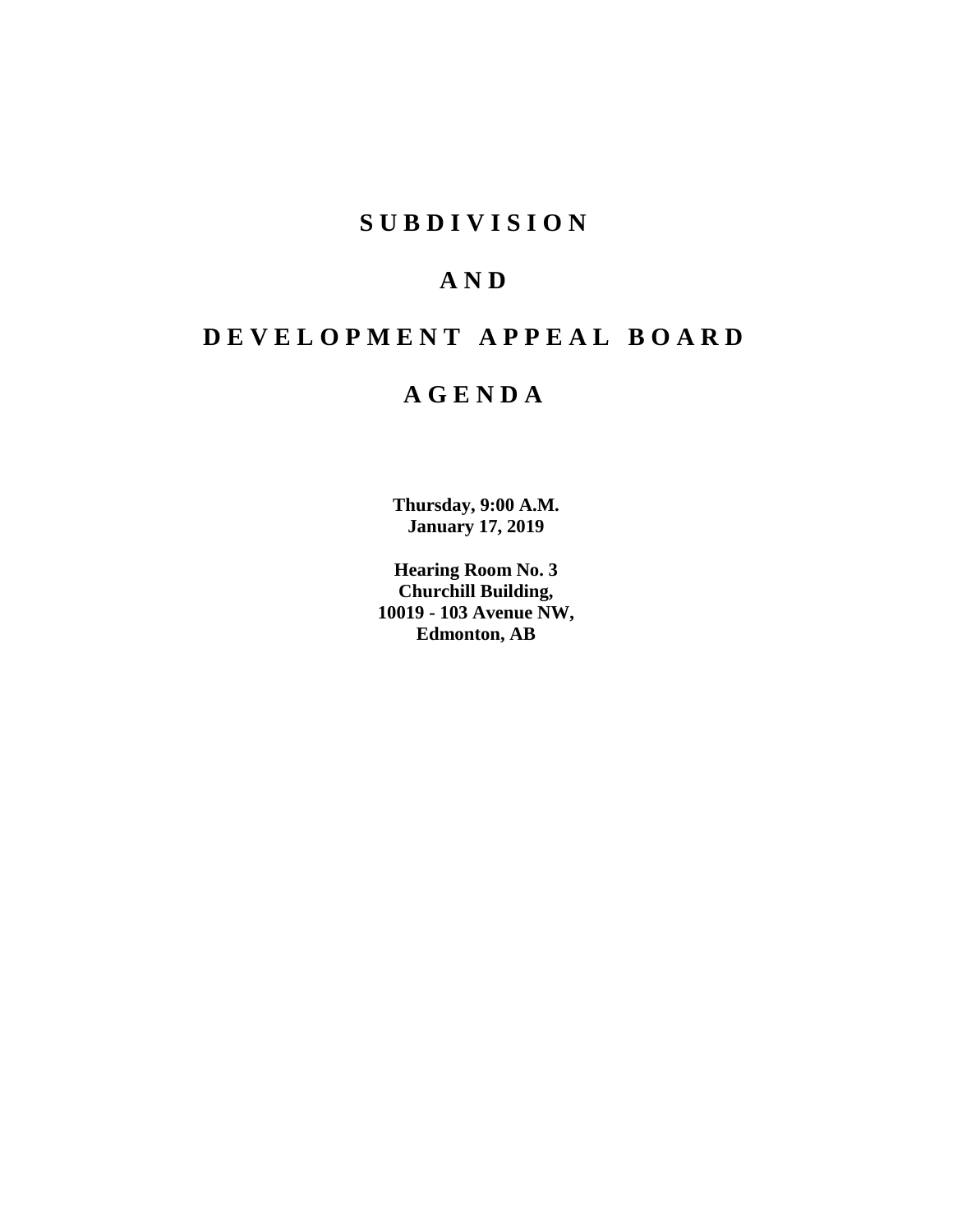# SUBDIVISION

# AND

# DEVELOPMENT APPEAL BOARD

# AGENDA

**Thursday, 9:00 A.M.**
**January 17, 2019**

**Hearing Room No. 3**
**Churchill Building,**
**10019 - 103 Avenue NW,**
**Edmonton, AB**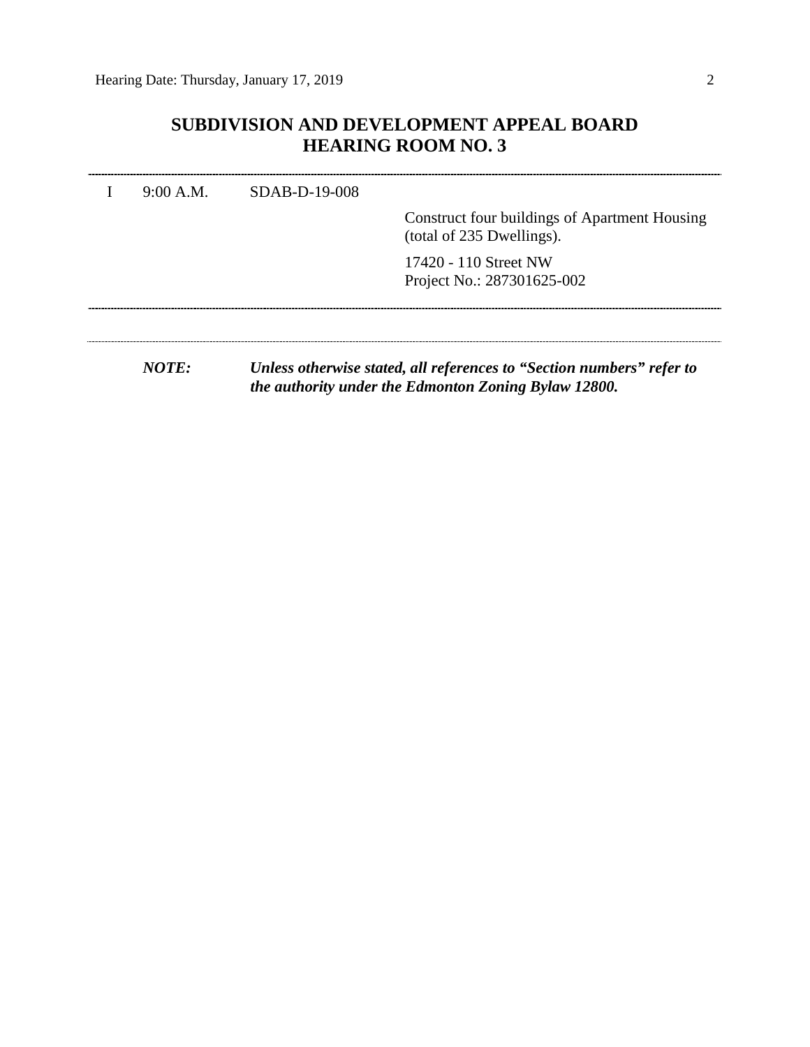## SUBDIVISION AND DEVELOPMENT APPEAL BOARD
## HEARING ROOM NO. 3

---

I 9:00 A.M. SDAB-D-19-008

Construct four buildings of Apartment Housing (total of 235 Dwellings).

17420 - 110 Street NW
Project No.: 287301625-002

---

***NOTE: Unless otherwise stated, all references to "Section numbers" refer to the authority under the Edmonton Zoning Bylaw 12800.***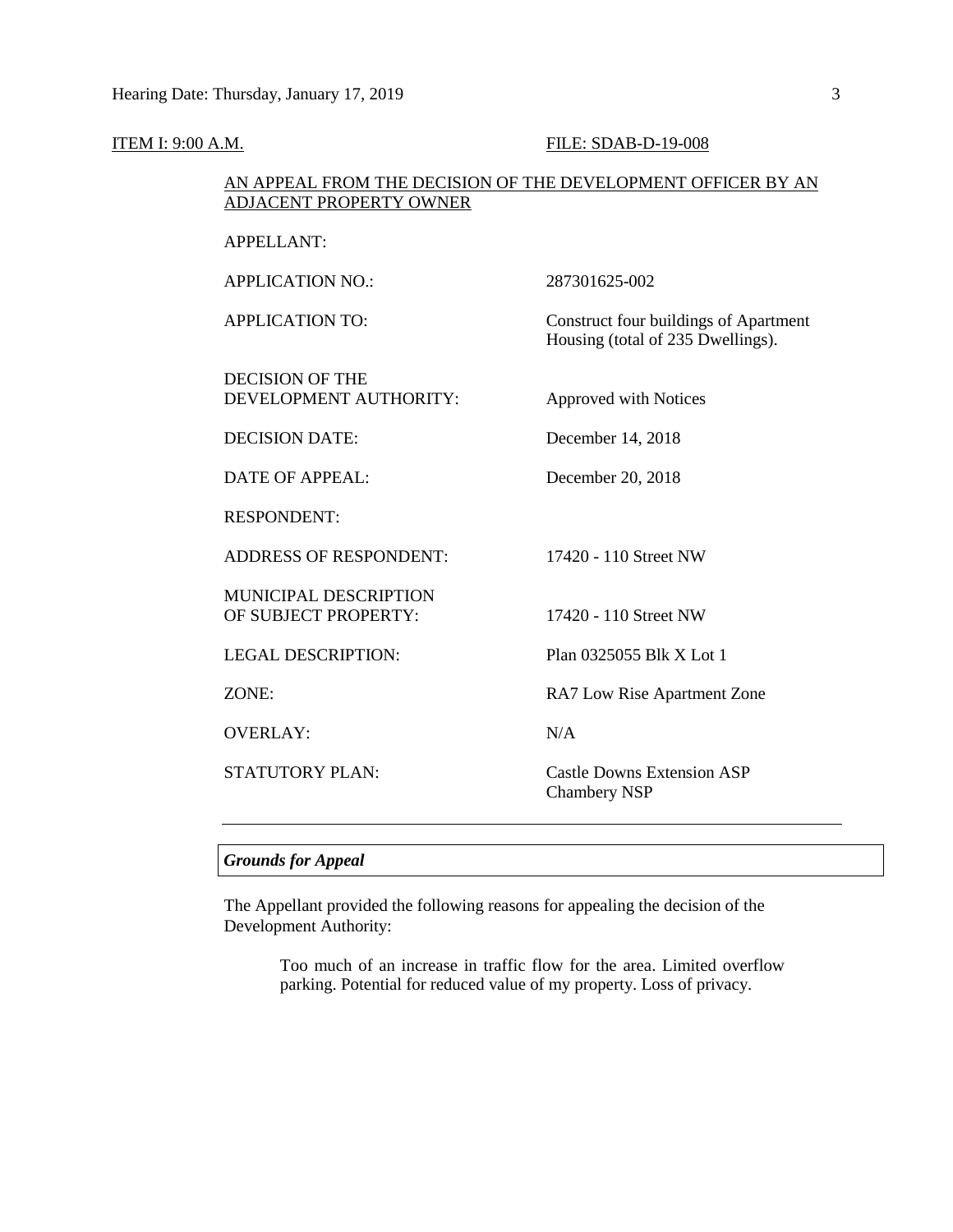ITEM I: 9:00 A.M. FILE: SDAB-D-19-008

AN APPEAL FROM THE DECISION OF THE DEVELOPMENT OFFICER BY AN ADJACENT PROPERTY OWNER

| | |
|---|---|
| APPELLANT: | |
| APPLICATION NO.: | 287301625-002 |
| APPLICATION TO: | Construct four buildings of Apartment Housing (total of 235 Dwellings). |
| DECISION OF THE DEVELOPMENT AUTHORITY: | Approved with Notices |
| DECISION DATE: | December 14, 2018 |
| DATE OF APPEAL: | December 20, 2018 |
| RESPONDENT: | |
| ADDRESS OF RESPONDENT: | 17420 - 110 Street NW |
| MUNICIPAL DESCRIPTION OF SUBJECT PROPERTY: | 17420 - 110 Street NW |
| LEGAL DESCRIPTION: | Plan 0325055 Blk X Lot 1 |
| ZONE: | RA7 Low Rise Apartment Zone |
| OVERLAY: | N/A |
| STATUTORY PLAN: | Castle Downs Extension ASP<br>Chambery NSP |

---

***Grounds for Appeal***

The Appellant provided the following reasons for appealing the decision of the Development Authority:

> Too much of an increase in traffic flow for the area. Limited overflow parking. Potential for reduced value of my property. Loss of privacy.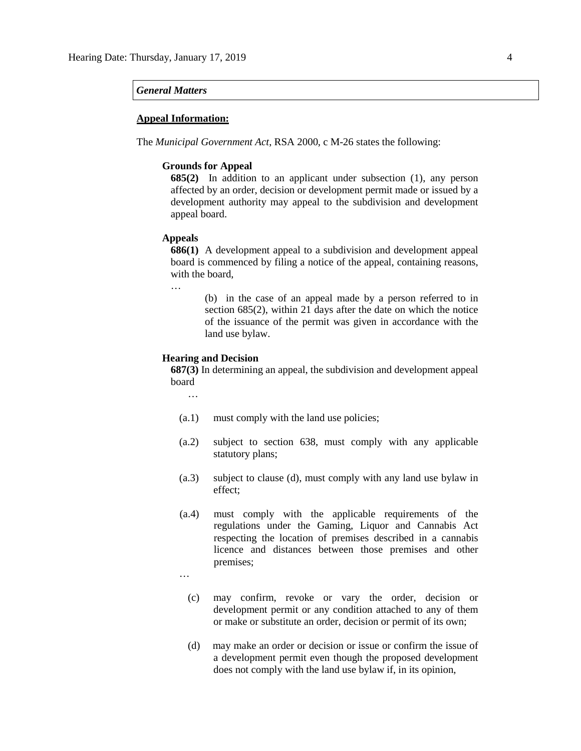***General Matters***

**Appeal Information:**

The *Municipal Government Act*, RSA 2000, c M-26 states the following:

**Grounds for Appeal**

**685(2)** In addition to an applicant under subsection (1), any person affected by an order, decision or development permit made or issued by a development authority may appeal to the subdivision and development appeal board.

**Appeals**

**686(1)** A development appeal to a subdivision and development appeal board is commenced by filing a notice of the appeal, containing reasons, with the board,

…

(b) in the case of an appeal made by a person referred to in section 685(2), within 21 days after the date on which the notice of the issuance of the permit was given in accordance with the land use bylaw.

**Hearing and Decision**

**687(3)** In determining an appeal, the subdivision and development appeal board

…

(a.1) must comply with the land use policies;

(a.2) subject to section 638, must comply with any applicable statutory plans;

(a.3) subject to clause (d), must comply with any land use bylaw in effect;

(a.4) must comply with the applicable requirements of the regulations under the Gaming, Liquor and Cannabis Act respecting the location of premises described in a cannabis licence and distances between those premises and other premises;

…

(c) may confirm, revoke or vary the order, decision or development permit or any condition attached to any of them or make or substitute an order, decision or permit of its own;

(d) may make an order or decision or issue or confirm the issue of a development permit even though the proposed development does not comply with the land use bylaw if, in its opinion,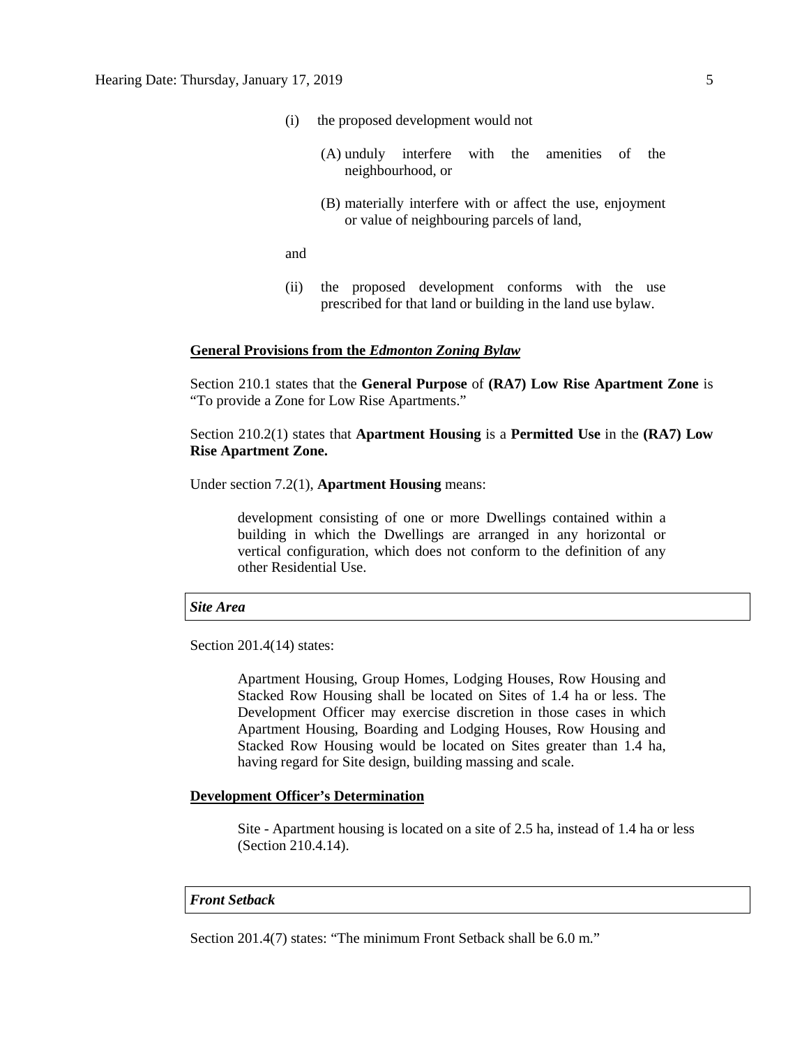(i) the proposed development would not

   (A) unduly interfere with the amenities of the neighbourhood, or

   (B) materially interfere with or affect the use, enjoyment or value of neighbouring parcels of land,

and

(ii) the proposed development conforms with the use prescribed for that land or building in the land use bylaw.

**General Provisions from the *Edmonton Zoning Bylaw***

Section 210.1 states that the **General Purpose** of **(RA7) Low Rise Apartment Zone** is "To provide a Zone for Low Rise Apartments."

Section 210.2(1) states that **Apartment Housing** is a **Permitted Use** in the **(RA7) Low Rise Apartment Zone.**

Under section 7.2(1), **Apartment Housing** means:

> development consisting of one or more Dwellings contained within a building in which the Dwellings are arranged in any horizontal or vertical configuration, which does not conform to the definition of any other Residential Use.

***Site Area***

Section 201.4(14) states:

> Apartment Housing, Group Homes, Lodging Houses, Row Housing and Stacked Row Housing shall be located on Sites of 1.4 ha or less. The Development Officer may exercise discretion in those cases in which Apartment Housing, Boarding and Lodging Houses, Row Housing and Stacked Row Housing would be located on Sites greater than 1.4 ha, having regard for Site design, building massing and scale.

**Development Officer's Determination**

> Site - Apartment housing is located on a site of 2.5 ha, instead of 1.4 ha or less (Section 210.4.14).

***Front Setback***

Section 201.4(7) states: "The minimum Front Setback shall be 6.0 m."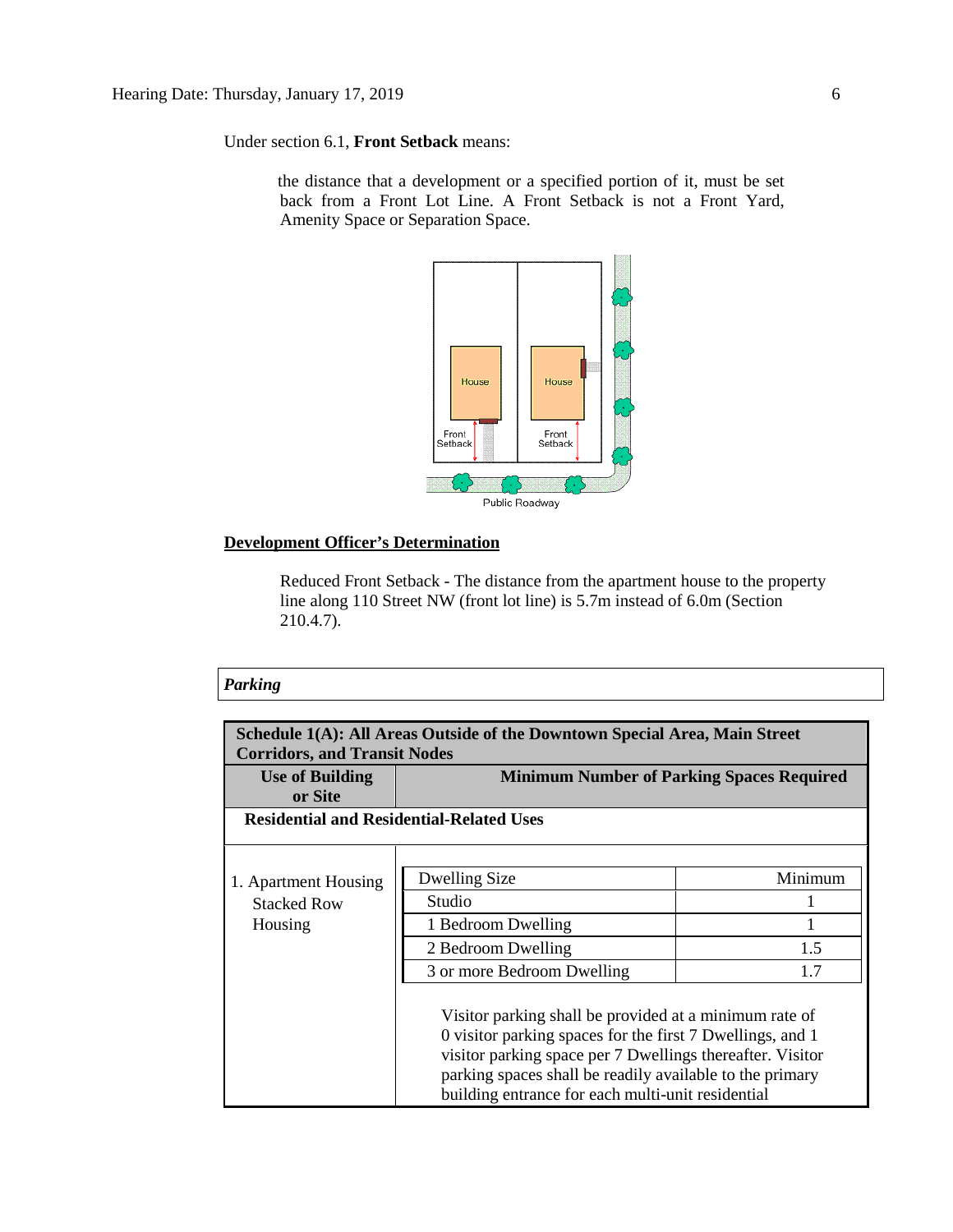Under section 6.1, **Front Setback** means:

> the distance that a development or a specified portion of it, must be set back from a Front Lot Line. A Front Setback is not a Front Yard, Amenity Space or Separation Space.

**Development Officer's Determination**

> Reduced Front Setback - The distance from the apartment house to the property line along 110 Street NW (front lot line) is 5.7m instead of 6.0m (Section 210.4.7).

***Parking***

| **Schedule 1(A): All Areas Outside of the Downtown Special Area, Main Street Corridors, and Transit Nodes** | |
|---|---|
| **Use of Building or Site** | **Minimum Number of Parking Spaces Required** |
| **Residential and Residential-Related Uses** | |
| 1. Apartment Housing Stacked Row Housing | Dwelling Size: Minimum<br>Studio: 1<br>1 Bedroom Dwelling: 1<br>2 Bedroom Dwelling: 1.5<br>3 or more Bedroom Dwelling: 1.7<br><br>Visitor parking shall be provided at a minimum rate of 0 visitor parking spaces for the first 7 Dwellings, and 1 visitor parking space per 7 Dwellings thereafter. Visitor parking spaces shall be readily available to the primary building entrance for each multi-unit residential |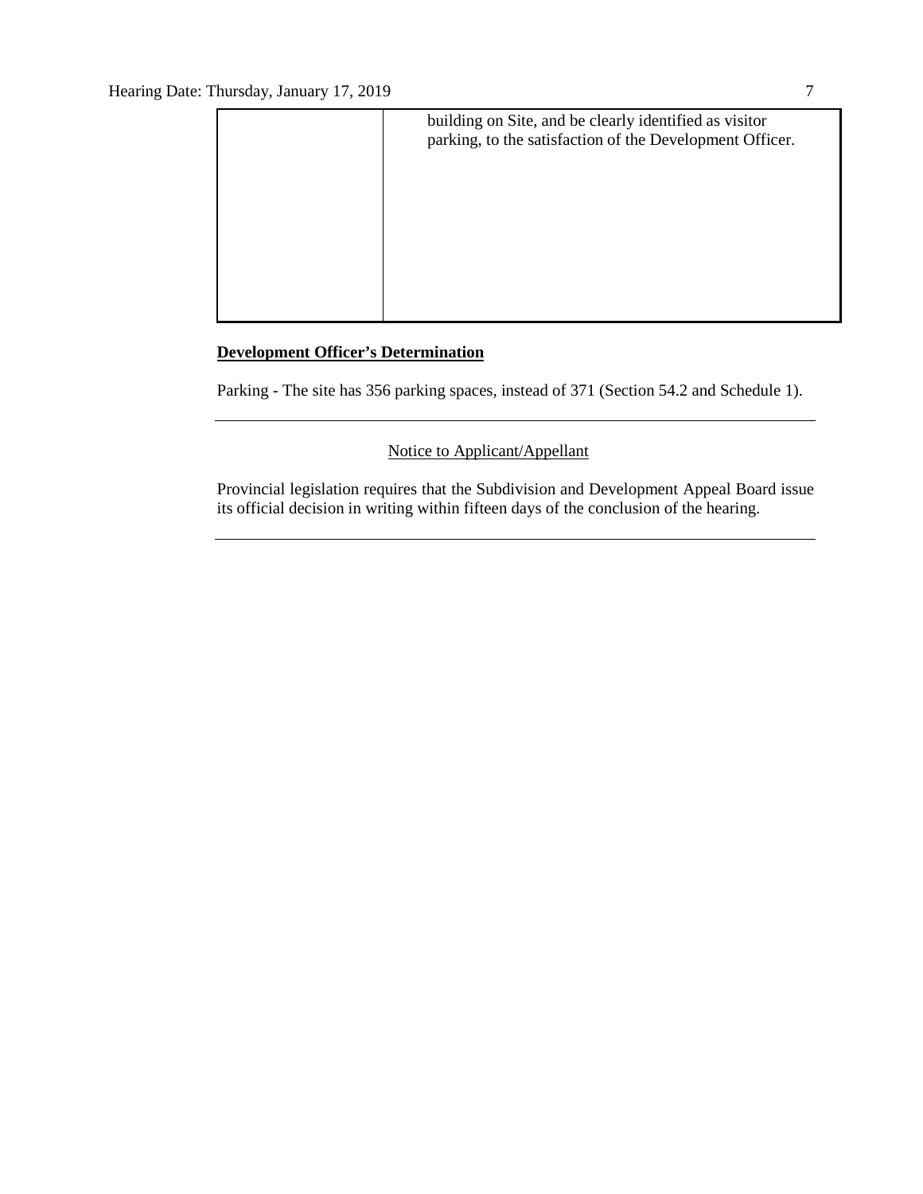|  |  |
| --- | --- |
|  | building on Site, and be clearly identified as visitor parking, to the satisfaction of the Development Officer. |

**Development Officer's Determination**

Parking - The site has 356 parking spaces, instead of 371 (Section 54.2 and Schedule 1).

---

Notice to Applicant/Appellant

Provincial legislation requires that the Subdivision and Development Appeal Board issue its official decision in writing within fifteen days of the conclusion of the hearing.

---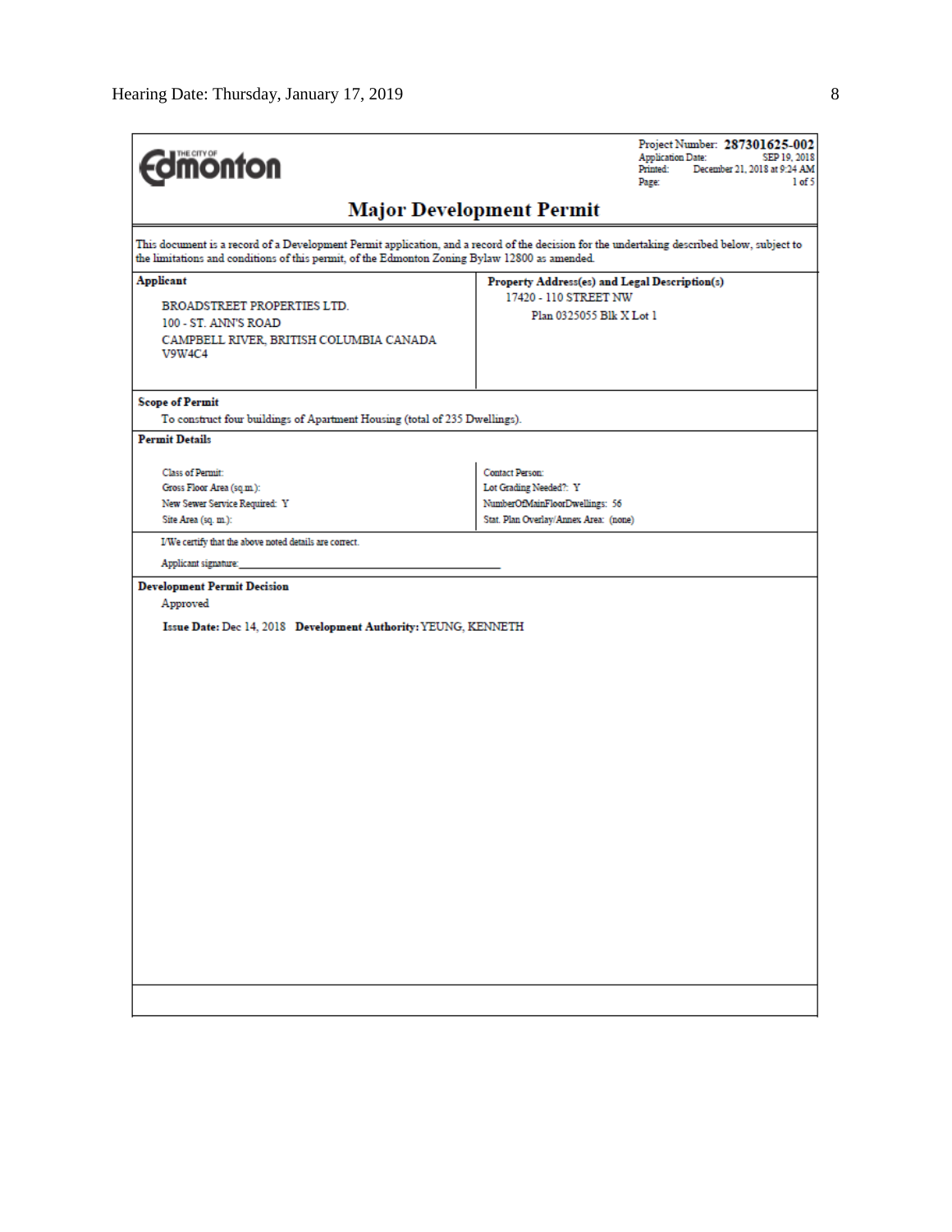THE CITY OF Edmonton

Project Number: **287301625-002**
Application Date: SEP 19, 2018
Printed: December 21, 2018 at 9:24 AM
Page: 1 of 5

# Major Development Permit

This document is a record of a Development Permit application, and a record of the decision for the undertaking described below, subject to the limitations and conditions of this permit, of the Edmonton Zoning Bylaw 12800 as amended.

| **Applicant** | **Property Address(es) and Legal Description(s)** |
|---|---|
| BROADSTREET PROPERTIES LTD.<br>100 - ST. ANN'S ROAD<br>CAMPBELL RIVER, BRITISH COLUMBIA CANADA<br>V9W4C4 | 17420 - 110 STREET NW<br>Plan 0325055 Blk X Lot 1 |

**Scope of Permit**

To construct four buildings of Apartment Housing (total of 235 Dwellings).

**Permit Details**

| | |
|---|---|
| Class of Permit: | Contact Person: |
| Gross Floor Area (sq.m.): | Lot Grading Needed?: Y |
| New Sewer Service Required: Y | NumberOfMainFloorDwellings: 56 |
| Site Area (sq. m.): | Stat. Plan Overlay/Annex Area: (none) |

I/We certify that the above noted details are correct.

Applicant signature: ______________________________

**Development Permit Decision**

Approved

**Issue Date:** Dec 14, 2018 **Development Authority:** YEUNG, KENNETH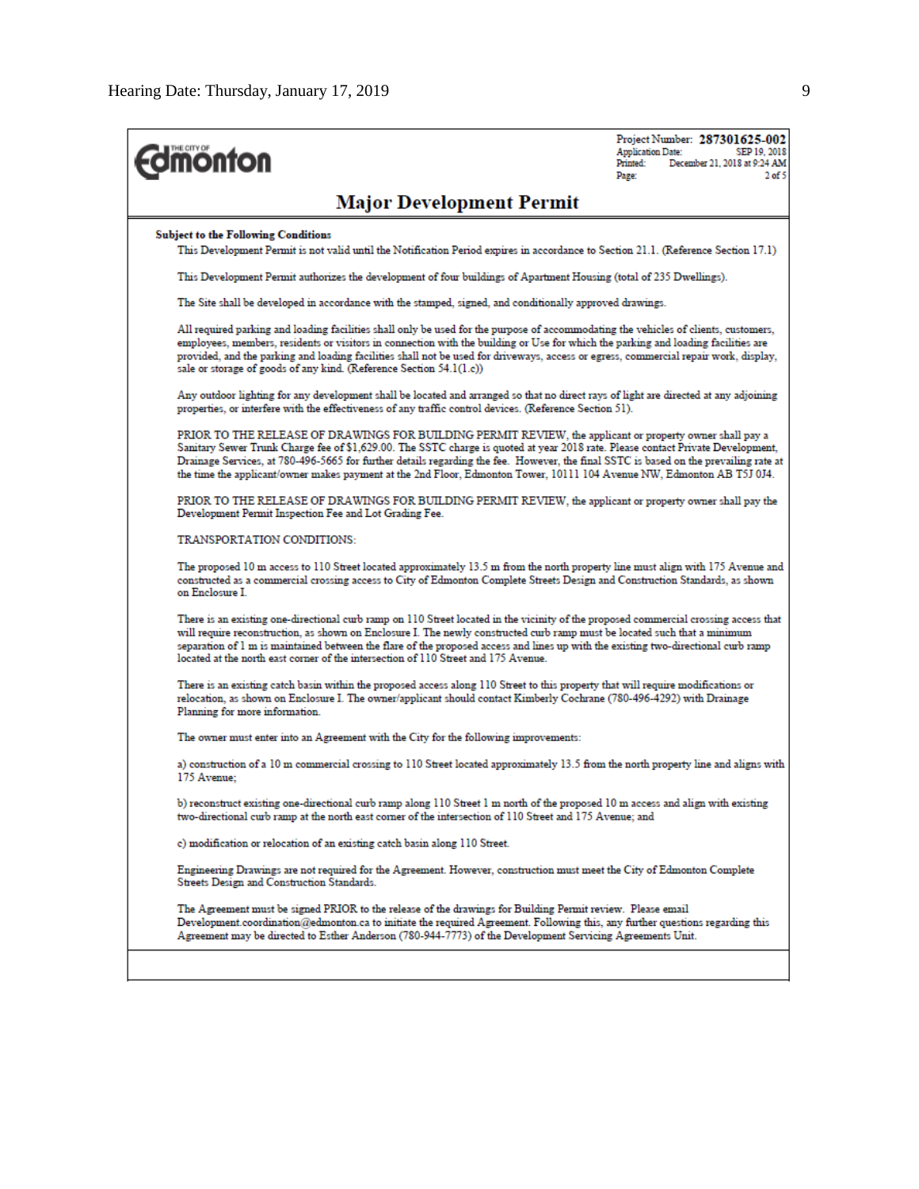Edmonton

Project Number: **287301625-002**
Application Date: SEP 19, 2018
Printed: December 21, 2018 at 9:24 AM
Page: 2 of 5

## Major Development Permit

**Subject to the Following Conditions**

This Development Permit is not valid until the Notification Period expires in accordance to Section 21.1. (Reference Section 17.1)

This Development Permit authorizes the development of four buildings of Apartment Housing (total of 235 Dwellings).

The Site shall be developed in accordance with the stamped, signed, and conditionally approved drawings.

All required parking and loading facilities shall only be used for the purpose of accommodating the vehicles of clients, customers, employees, members, residents or visitors in connection with the building or Use for which the parking and loading facilities are provided, and the parking and loading facilities shall not be used for driveways, access or egress, commercial repair work, display, sale or storage of goods of any kind. (Reference Section 54.1(1.c))

Any outdoor lighting for any development shall be located and arranged so that no direct rays of light are directed at any adjoining properties, or interfere with the effectiveness of any traffic control devices. (Reference Section 51).

PRIOR TO THE RELEASE OF DRAWINGS FOR BUILDING PERMIT REVIEW, the applicant or property owner shall pay a Sanitary Sewer Trunk Charge fee of $1,629.00. The SSTC charge is quoted at year 2018 rate. Please contact Private Development, Drainage Services, at 780-496-5665 for further details regarding the fee. However, the final SSTC is based on the prevailing rate at the time the applicant/owner makes payment at the 2nd Floor, Edmonton Tower, 10111 104 Avenue NW, Edmonton AB T5J 0J4.

PRIOR TO THE RELEASE OF DRAWINGS FOR BUILDING PERMIT REVIEW, the applicant or property owner shall pay the Development Permit Inspection Fee and Lot Grading Fee.

TRANSPORTATION CONDITIONS:

The proposed 10 m access to 110 Street located approximately 13.5 m from the north property line must align with 175 Avenue and constructed as a commercial crossing access to City of Edmonton Complete Streets Design and Construction Standards, as shown on Enclosure I.

There is an existing one-directional curb ramp on 110 Street located in the vicinity of the proposed commercial crossing access that will require reconstruction, as shown on Enclosure I. The newly constructed curb ramp must be located such that a minimum separation of 1 m is maintained between the flare of the proposed access and lines up with the existing two-directional curb ramp located at the north east corner of the intersection of 110 Street and 175 Avenue.

There is an existing catch basin within the proposed access along 110 Street to this property that will require modifications or relocation, as shown on Enclosure I. The owner/applicant should contact Kimberly Cochrane (780-496-4292) with Drainage Planning for more information.

The owner must enter into an Agreement with the City for the following improvements:

a) construction of a 10 m commercial crossing to 110 Street located approximately 13.5 from the north property line and aligns with 175 Avenue;

b) reconstruct existing one-directional curb ramp along 110 Street 1 m north of the proposed 10 m access and align with existing two-directional curb ramp at the north east corner of the intersection of 110 Street and 175 Avenue; and

c) modification or relocation of an existing catch basin along 110 Street.

Engineering Drawings are not required for the Agreement. However, construction must meet the City of Edmonton Complete Streets Design and Construction Standards.

The Agreement must be signed PRIOR to the release of the drawings for Building Permit review. Please email Development.coordination@edmonton.ca to initiate the required Agreement. Following this, any further questions regarding this Agreement may be directed to Esther Anderson (780-944-7773) of the Development Servicing Agreements Unit.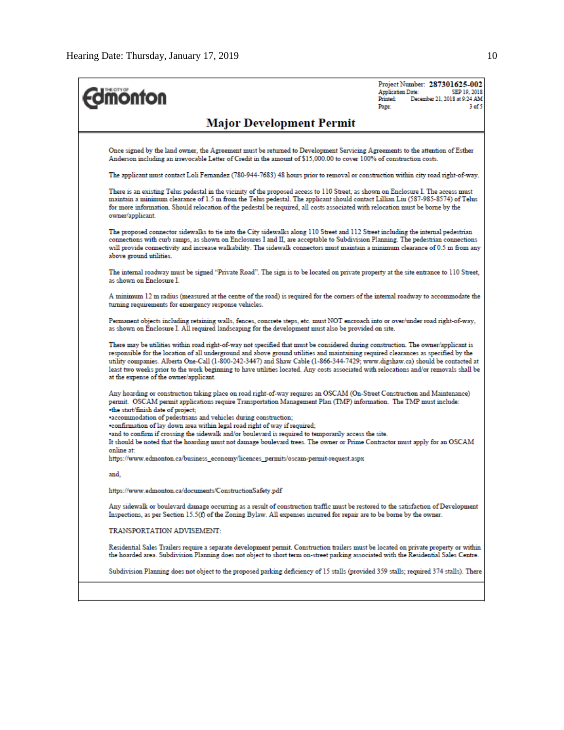Project Number: **287301625-002**
Application Date: SEP 19, 2018
Printed: December 21, 2018 at 9:24 AM
Page: 3 of 5

## Major Development Permit

Once signed by the land owner, the Agreement must be returned to Development Servicing Agreements to the attention of Esther Anderson including an irrevocable Letter of Credit in the amount of $15,000.00 to cover 100% of construction costs.

The applicant must contact Loli Fernandez (780-944-7683) 48 hours prior to removal or construction within city road right-of-way.

There is an existing Telus pedestal in the vicinity of the proposed access to 110 Street, as shown on Enclosure I. The access must maintain a minimum clearance of 1.5 m from the Telus pedestal. The applicant should contact Lillian Liu (587-985-8574) of Telus for more information. Should relocation of the pedestal be required, all costs associated with relocation must be borne by the owner/applicant.

The proposed connector sidewalks to tie into the City sidewalks along 110 Street and 112 Street including the internal pedestrian connections with curb ramps, as shown on Enclosures I and II, are acceptable to Subdivision Planning. The pedestrian connections will provide connectivity and increase walkability. The sidewalk connectors must maintain a minimum clearance of 0.5 m from any above ground utilities.

The internal roadway must be signed "Private Road". The sign is to be located on private property at the site entrance to 110 Street, as shown on Enclosure I.

A minimum 12 m radius (measured at the centre of the road) is required for the corners of the internal roadway to accommodate the turning requirements for emergency response vehicles.

Permanent objects including retaining walls, fences, concrete steps, etc. must NOT encroach into or over/under road right-of-way, as shown on Enclosure I. All required landscaping for the development must also be provided on site.

There may be utilities within road right-of-way not specified that must be considered during construction. The owner/applicant is responsible for the location of all underground and above ground utilities and maintaining required clearances as specified by the utility companies. Alberta One-Call (1-800-242-3447) and Shaw Cable (1-866-344-7429; www.digshaw.ca) should be contacted at least two weeks prior to the work beginning to have utilities located. Any costs associated with relocations and/or removals shall be at the expense of the owner/applicant.

Any hoarding or construction taking place on road right-of-way requires an OSCAM (On-Street Construction and Maintenance) permit. OSCAM permit applications require Transportation Management Plan (TMP) information. The TMP must include:
•the start/finish date of project;
•accommodation of pedestrians and vehicles during construction;
•confirmation of lay down area within legal road right of way if required;
•and to confirm if crossing the sidewalk and/or boulevard is required to temporarily access the site.
It should be noted that the hoarding must not damage boulevard trees. The owner or Prime Contractor must apply for an OSCAM online at:
https://www.edmonton.ca/business_economy/licences_permits/oscam-permit-request.aspx

and,

https://www.edmonton.ca/documents/ConstructionSafety.pdf

Any sidewalk or boulevard damage occurring as a result of construction traffic must be restored to the satisfaction of Development Inspections, as per Section 15.5(f) of the Zoning Bylaw. All expenses incurred for repair are to be borne by the owner.

TRANSPORTATION ADVISEMENT:

Residential Sales Trailers require a separate development permit. Construction trailers must be located on private property or within the hoarded area. Subdivision Planning does not object to short term on-street parking associated with the Residential Sales Centre.

Subdivision Planning does not object to the proposed parking deficiency of 15 stalls (provided 359 stalls; required 374 stalls). There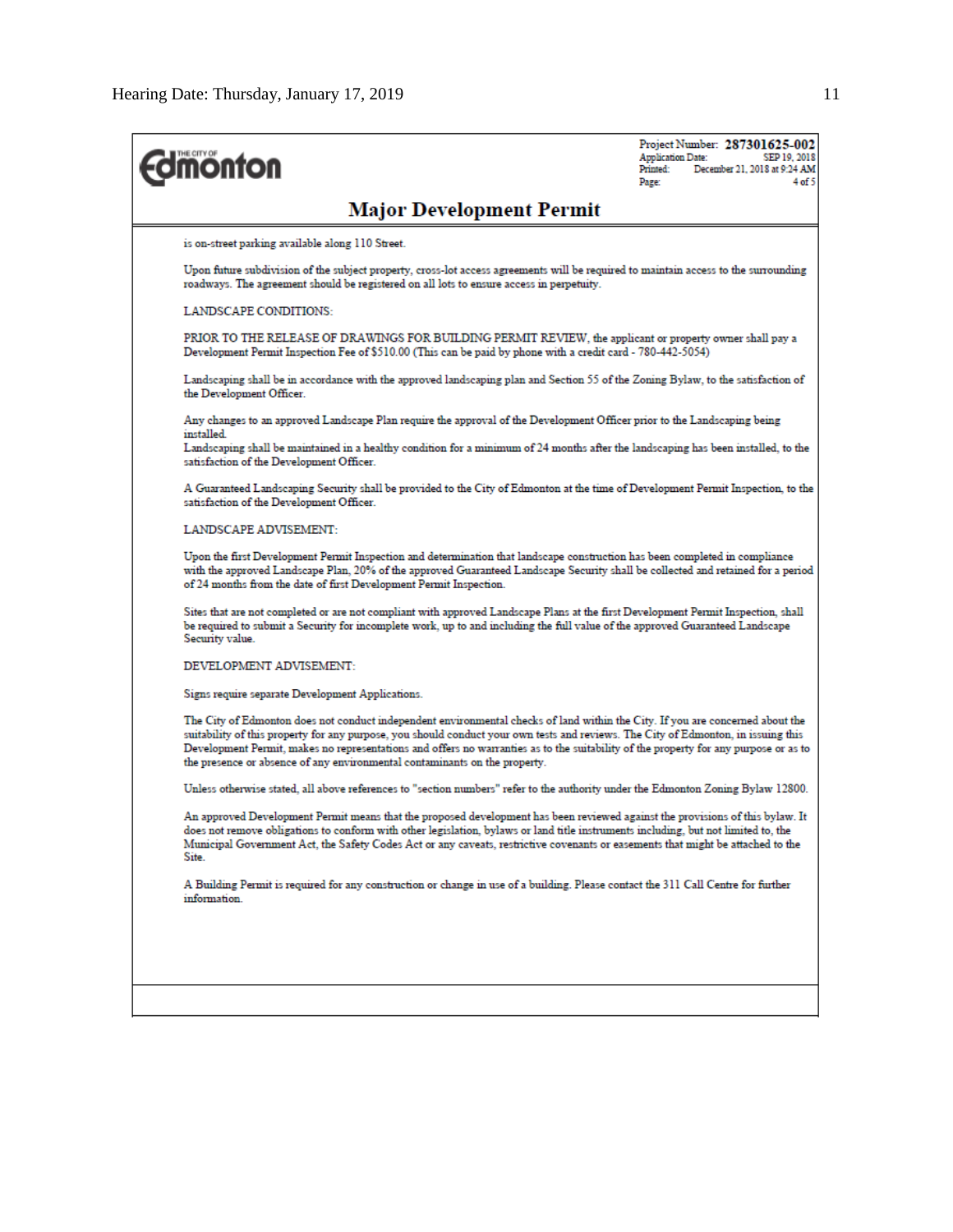Project Number: **287301625-002**
Application Date: SEP 19, 2018
Printed: December 21, 2018 at 9:24 AM
Page: 4 of 5

## Major Development Permit

is on-street parking available along 110 Street.

Upon future subdivision of the subject property, cross-lot access agreements will be required to maintain access to the surrounding roadways. The agreement should be registered on all lots to ensure access in perpetuity.

LANDSCAPE CONDITIONS:

PRIOR TO THE RELEASE OF DRAWINGS FOR BUILDING PERMIT REVIEW, the applicant or property owner shall pay a Development Permit Inspection Fee of $510.00 (This can be paid by phone with a credit card - 780-442-5054)

Landscaping shall be in accordance with the approved landscaping plan and Section 55 of the Zoning Bylaw, to the satisfaction of the Development Officer.

Any changes to an approved Landscape Plan require the approval of the Development Officer prior to the Landscaping being installed.
Landscaping shall be maintained in a healthy condition for a minimum of 24 months after the landscaping has been installed, to the satisfaction of the Development Officer.

A Guaranteed Landscaping Security shall be provided to the City of Edmonton at the time of Development Permit Inspection, to the satisfaction of the Development Officer.

LANDSCAPE ADVISEMENT:

Upon the first Development Permit Inspection and determination that landscape construction has been completed in compliance with the approved Landscape Plan, 20% of the approved Guaranteed Landscape Security shall be collected and retained for a period of 24 months from the date of first Development Permit Inspection.

Sites that are not completed or are not compliant with approved Landscape Plans at the first Development Permit Inspection, shall be required to submit a Security for incomplete work, up to and including the full value of the approved Guaranteed Landscape Security value.

DEVELOPMENT ADVISEMENT:

Signs require separate Development Applications.

The City of Edmonton does not conduct independent environmental checks of land within the City. If you are concerned about the suitability of this property for any purpose, you should conduct your own tests and reviews. The City of Edmonton, in issuing this Development Permit, makes no representations and offers no warranties as to the suitability of the property for any purpose or as to the presence or absence of any environmental contaminants on the property.

Unless otherwise stated, all above references to "section numbers" refer to the authority under the Edmonton Zoning Bylaw 12800.

An approved Development Permit means that the proposed development has been reviewed against the provisions of this bylaw. It does not remove obligations to conform with other legislation, bylaws or land title instruments including, but not limited to, the Municipal Government Act, the Safety Codes Act or any caveats, restrictive covenants or easements that might be attached to the Site.

A Building Permit is required for any construction or change in use of a building. Please contact the 311 Call Centre for further information.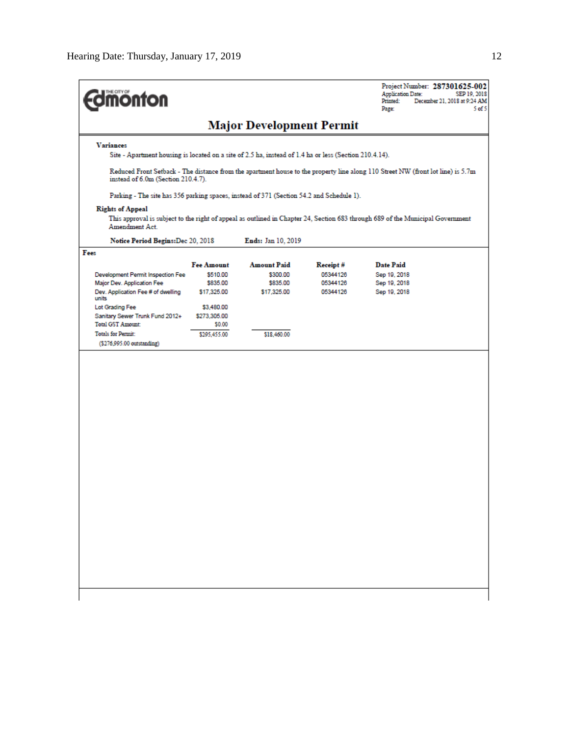**Edmonton** (The City of)

Project Number: **287301625-002**
Application Date: SEP 19, 2018
Printed: December 21, 2018 at 9:24 AM
Page: 5 of 5

## Major Development Permit

**Variances**

Site - Apartment housing is located on a site of 2.5 ha, instead of 1.4 ha or less (Section 210.4.14).

Reduced Front Setback - The distance from the apartment house to the property line along 110 Street NW (front lot line) is 5.7m instead of 6.0m (Section 210.4.7).

Parking - The site has 356 parking spaces, instead of 371 (Section 54.2 and Schedule 1).

**Rights of Appeal**

This approval is subject to the right of appeal as outlined in Chapter 24, Section 683 through 689 of the Municipal Government Amendment Act.

**Notice Period Begins:** Dec 20, 2018 **Ends:** Jan 10, 2019

**Fees**

| | Fee Amount | Amount Paid | Receipt # | Date Paid |
|---|---|---|---|---|
| Development Permit Inspection Fee | $510.00 | $300.00 | 05344126 | Sep 19, 2018 |
| Major Dev. Application Fee | $835.00 | $835.00 | 05344126 | Sep 19, 2018 |
| Dev. Application Fee # of dwelling units | $17,325.00 | $17,325.00 | 05344126 | Sep 19, 2018 |
| Lot Grading Fee | $3,480.00 | | | |
| Sanitary Sewer Trunk Fund 2012+ | $273,305.00 | | | |
| Total GST Amount: | $0.00 | | | |
| Totals for Permit: | $295,455.00 | $18,460.00 | | |
| ($276,995.00 outstanding) | | | | |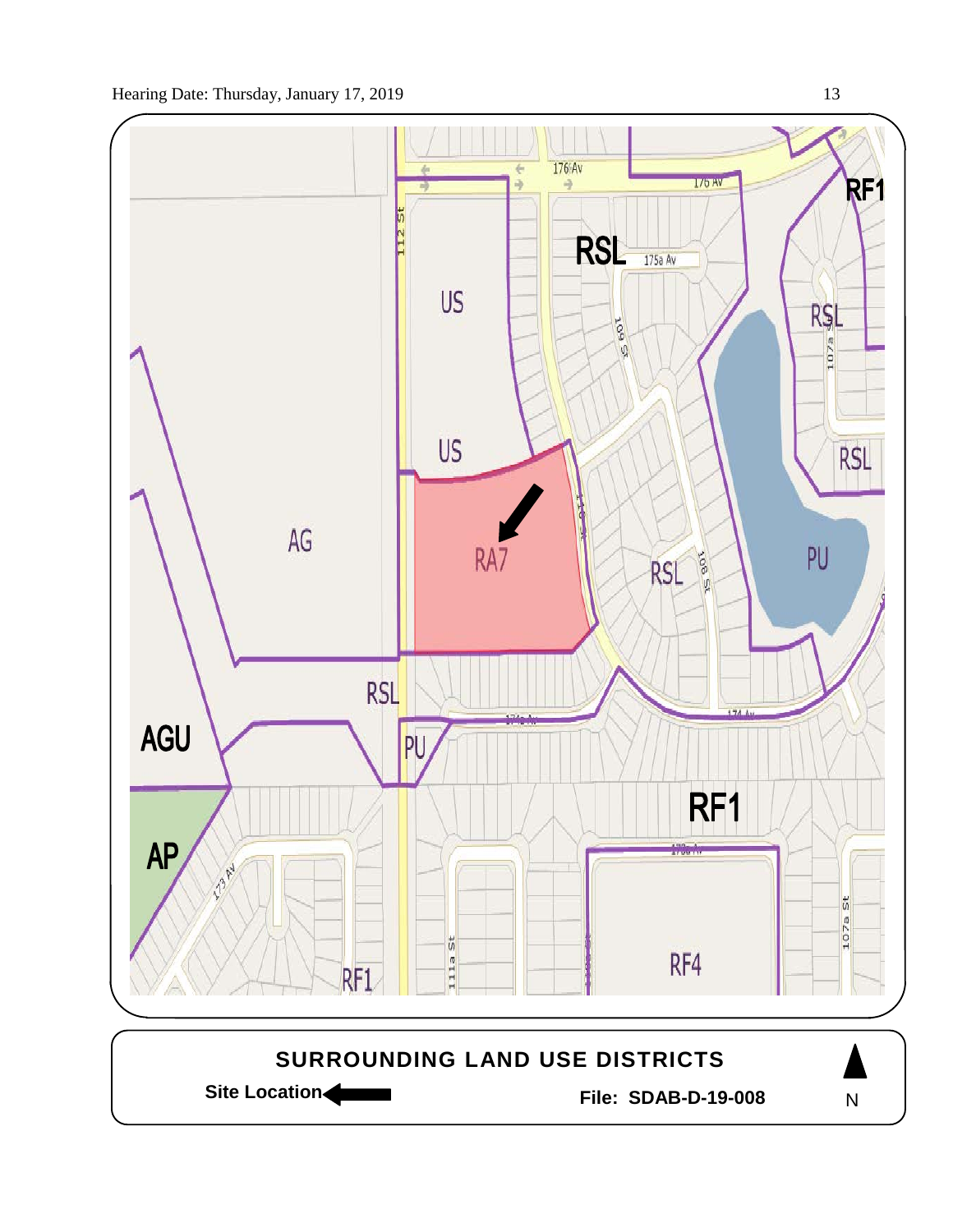176 Av

175 Av

RF1

RSL

175a Av

112 St

US

109 St

RSL

107a St

US

RSL

AG

RA7

110 St

RSL

108 St

PU

RSL

174a Av

174 Av

AGU

PU

RF1

AP

173 Av

173a Av

RF1

111a St

RF4

107a St

**SURROUNDING LAND USE DISTRICTS**

**Site Location**

**File: SDAB-D-19-008**

N